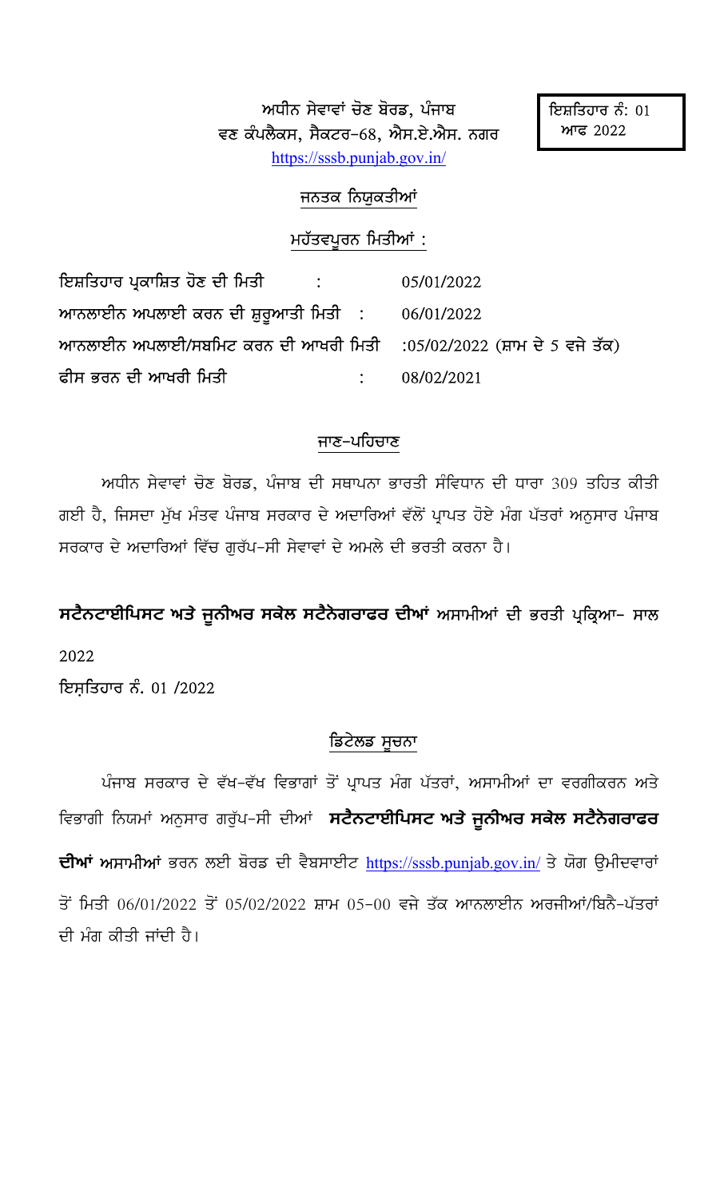ਅਧੀਨ ਸੇਵਾਵਾਂ ਚੋਣ ਬੋਰਡ, ਪੰਜਾਬ
ਵਣ ਕੰਪਲੈਕਸ, ਸੈਕਟਰ-68, ਐਸ.ਏ.ਐਸ. ਨਗਰ
https://sssb.punjab.gov.in/

ਇਸ਼ਤਿਹਾਰ ਨੰ: 01 ਆਫ 2022

## ਜਨਤਕ ਨਿਯੁਕਤੀਆਂ

### ਮਹੱਤਵਪੂਰਨ ਮਿਤੀਆਂ :

| | | |
|---|---|---|
| ਇਸ਼ਤਿਹਾਰ ਪ੍ਰਕਾਸ਼ਿਤ ਹੋਣ ਦੀ ਮਿਤੀ | : | 05/01/2022 |
| **ਆਨਲਾਈਨ ਅਪਲਾਈ ਕਰਨ ਦੀ ਸ਼ੁਰੂਆਤੀ ਮਿਤੀ** | : | 06/01/2022 |
| **ਆਨਲਾਈਨ ਅਪਲਾਈ/ਸਬਮਿਟ ਕਰਨ ਦੀ ਆਖਰੀ ਮਿਤੀ** | : | 05/02/2022 (ਸ਼ਾਮ ਦੇ 5 ਵਜੇ ਤੱਕ) |
| **ਫੀਸ ਭਰਨ ਦੀ ਆਖਰੀ ਮਿਤੀ** | : | 08/02/2021 |

### ਜਾਣ-ਪਹਿਚਾਣ

ਅਧੀਨ ਸੇਵਾਵਾਂ ਚੋਣ ਬੋਰਡ, ਪੰਜਾਬ ਦੀ ਸਥਾਪਨਾ ਭਾਰਤੀ ਸੰਵਿਧਾਨ ਦੀ ਧਾਰਾ 309 ਤਹਿਤ ਕੀਤੀ ਗਈ ਹੈ, ਜਿਸਦਾ ਮੁੱਖ ਮੰਤਵ ਪੰਜਾਬ ਸਰਕਾਰ ਦੇ ਅਦਾਰਿਆਂ ਵੱਲੋਂ ਪ੍ਰਾਪਤ ਹੋਏ ਮੰਗ ਪੱਤਰਾਂ ਅਨੁਸਾਰ ਪੰਜਾਬ ਸਰਕਾਰ ਦੇ ਅਦਾਰਿਆਂ ਵਿੱਚ ਗੁਰੱਪ-ਸੀ ਸੇਵਾਵਾਂ ਦੇ ਅਮਲੇ ਦੀ ਭਰਤੀ ਕਰਨਾ ਹੈ।

**ਸਟੈਨਟਾਈਪਿਸਟ ਅਤੇ ਜੂਨੀਅਰ ਸਕੇਲ ਸਟੈਨੋਗਰਾਫਰ ਦੀਆਂ** ਅਸਾਮੀਆਂ ਦੀ ਭਰਤੀ ਪ੍ਰਕ੍ਰਿਆ- ਸਾਲ 2022

ਇਸ਼ਤਿਹਾਰ ਨੰ. 01 /2022

### ਡਿਟੇਲਡ ਸੂਚਨਾ

ਪੰਜਾਬ ਸਰਕਾਰ ਦੇ ਵੱਖ-ਵੱਖ ਵਿਭਾਗਾਂ ਤੋਂ ਪ੍ਰਾਪਤ ਮੰਗ ਪੱਤਰਾਂ, ਅਸਾਮੀਆਂ ਦਾ ਵਰਗੀਕਰਨ ਅਤੇ ਵਿਭਾਗੀ ਨਿਯਮਾਂ ਅਨੁਸਾਰ ਗਰੁੱਪ-ਸੀ ਦੀਆਂ **ਸਟੈਨਟਾਈਪਿਸਟ ਅਤੇ ਜੂਨੀਅਰ ਸਕੇਲ ਸਟੈਨੋਗਰਾਫਰ ਦੀਆਂ** ਅਸਾਮੀਆਂ ਭਰਨ ਲਈ ਬੋਰਡ ਦੀ ਵੈਬਸਾਈਟ https://sssb.punjab.gov.in/ ਤੇ ਯੋਗ ਉਮੀਦਵਾਰਾਂ ਤੋਂ ਮਿਤੀ 06/01/2022 ਤੋਂ 05/02/2022 ਸ਼ਾਮ 05-00 ਵਜੇ ਤੱਕ ਆਨਲਾਈਨ ਅਰਜੀਆਂ/ਬਿਨੈ-ਪੱਤਰਾਂ ਦੀ ਮੰਗ ਕੀਤੀ ਜਾਂਦੀ ਹੈ।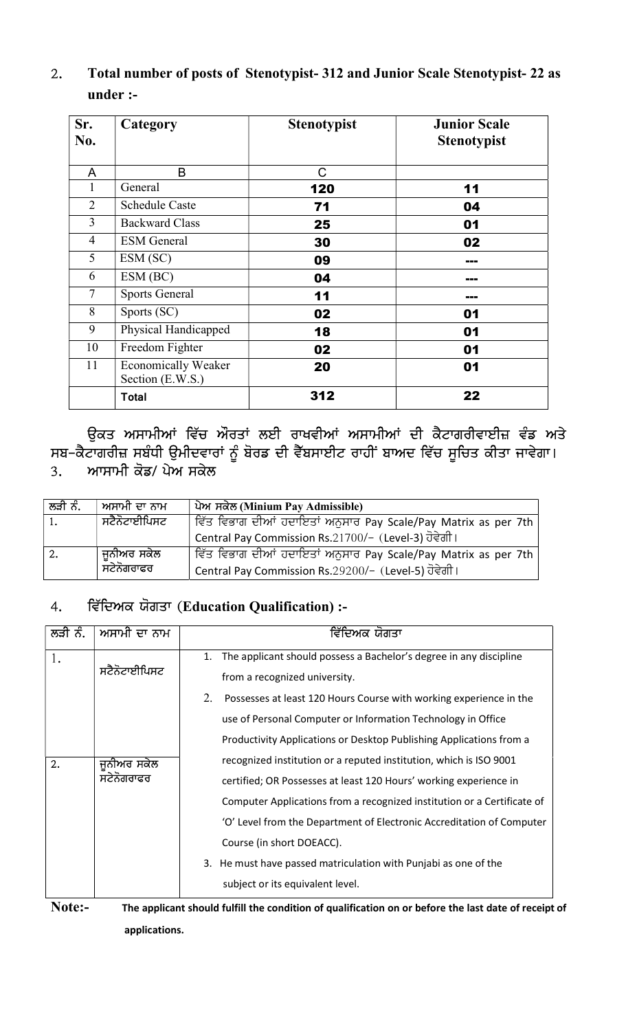2. **Total number of posts of Stenotypist- 312 and Junior Scale Stenotypist- 22 as under :-**

| Sr. No. | Category | Stenotypist | Junior Scale Stenotypist |
|---|---|---|---|
| A | B | C | |
| 1 | General | **120** | **11** |
| 2 | Schedule Caste | **71** | **04** |
| 3 | Backward Class | **25** | **01** |
| 4 | ESM General | **30** | **02** |
| 5 | ESM (SC) | **09** | **---** |
| 6 | ESM (BC) | **04** | **---** |
| 7 | Sports General | **11** | **---** |
| 8 | Sports (SC) | **02** | **01** |
| 9 | Physical Handicapped | **18** | **01** |
| 10 | Freedom Fighter | **02** | **01** |
| 11 | Economically Weaker Section (E.W.S.) | **20** | **01** |
| | **Total** | **312** | **22** |

ਉਕਤ ਅਸਾਮੀਆਂ ਵਿੱਚ ਔਰਤਾਂ ਲਈ ਰਾਖਵੀਆਂ ਅਸਾਮੀਆਂ ਦੀ ਕੈਟਾਗਰੀਵਾਈਜ਼ ਵੰਡ ਅਤੇ ਸਬ-ਕੈਟਾਗਰੀਜ਼ ਸਬੰਧੀ ਉਮੀਦਵਾਰਾਂ ਨੂੰ ਬੋਰਡ ਦੀ ਵੈੱਬਸਾਈਟ ਰਾਹੀਂ ਬਾਅਦ ਵਿੱਚ ਸੂਚਿਤ ਕੀਤਾ ਜਾਵੇਗਾ।

3. ਆਸਾਮੀ ਕੋਡ/ ਪੇਅ ਸਕੇਲ

| ਲੜੀ ਨੰ. | ਅਸਾਮੀ ਦਾ ਨਾਮ | ਪੇਅ ਸਕੇਲ (Minium Pay Admissible) |
|---|---|---|
| 1. | ਸਟੈਨੋਟਾਈਪਿਸਟ | ਵਿੱਤ ਵਿਭਾਗ ਦੀਆਂ ਹਦਾਇਤਾਂ ਅਨੁਸਾਰ Pay Scale/Pay Matrix as per 7th Central Pay Commission Rs.21700/- (Level-3) ਹੋਵੇਗੀ। |
| 2. | ਜੂਨੀਅਰ ਸਕੇਲ ਸਟੇਨੋਗਰਾਫਰ | ਵਿੱਤ ਵਿਭਾਗ ਦੀਆਂ ਹਦਾਇਤਾਂ ਅਨੁਸਾਰ Pay Scale/Pay Matrix as per 7th Central Pay Commission Rs.29200/- (Level-5) ਹੋਵੇਗੀ। |

4. ਵਿੱਦਿਅਕ ਯੋਗਤਾ (**Education Qualification) :-**

| ਲੜੀ ਨੰ. | ਅਸਾਮੀ ਦਾ ਨਾਮ | ਵਿੱਦਿਅਕ ਯੋਗਤਾ |
|---|---|---|
| 1. | ਸਟੈਨੋਟਾਈਪਿਸਟ | 1. The applicant should possess a Bachelor's degree in any discipline from a recognized university. 2. Possesses at least 120 Hours Course with working experience in the use of Personal Computer or Information Technology in Office Productivity Applications or Desktop Publishing Applications from a recognized institution or a reputed institution, which is ISO 9001 certified; OR Possesses at least 120 Hours' working experience in Computer Applications from a recognized institution or a Certificate of 'O' Level from the Department of Electronic Accreditation of Computer Course (in short DOEACC). 3. He must have passed matriculation with Punjabi as one of the subject or its equivalent level. |
| 2. | ਜੂਨੀਅਰ ਸਕੇਲ ਸਟੇਨੋਗਰਾਫਰ | |

**Note:-** **The applicant should fulfill the condition of qualification on or before the last date of receipt of applications.**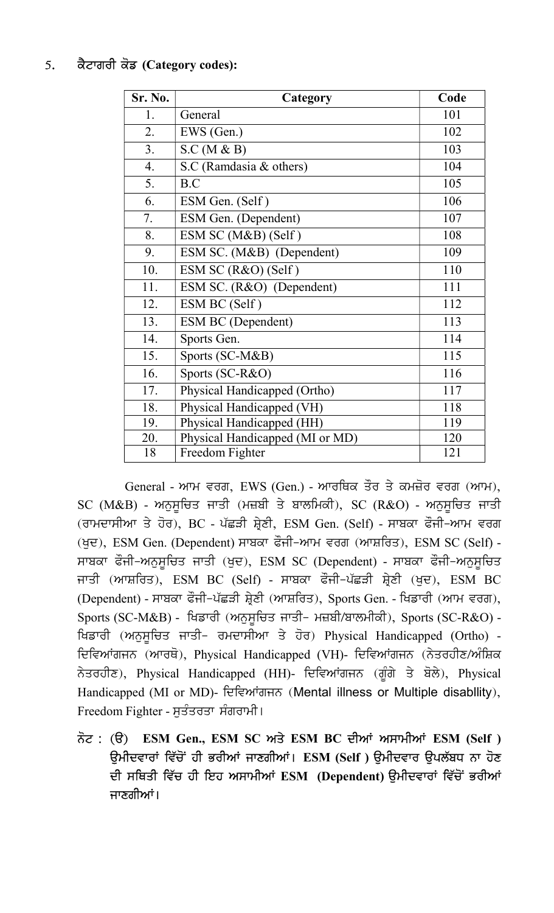5. **ਕੈਟਾਗਰੀ ਕੋਡ (Category codes):**

| Sr. No. | Category | Code |
|---|---|---|
| 1. | General | 101 |
| 2. | EWS (Gen.) | 102 |
| 3. | S.C (M & B) | 103 |
| 4. | S.C (Ramdasia & others) | 104 |
| 5. | B.C | 105 |
| 6. | ESM Gen. (Self ) | 106 |
| 7. | ESM Gen. (Dependent) | 107 |
| 8. | ESM SC (M&B) (Self ) | 108 |
| 9. | ESM SC. (M&B) (Dependent) | 109 |
| 10. | ESM SC (R&O) (Self ) | 110 |
| 11. | ESM SC. (R&O) (Dependent) | 111 |
| 12. | ESM BC (Self ) | 112 |
| 13. | ESM BC (Dependent) | 113 |
| 14. | Sports Gen. | 114 |
| 15. | Sports (SC-M&B) | 115 |
| 16. | Sports (SC-R&O) | 116 |
| 17. | Physical Handicapped (Ortho) | 117 |
| 18. | Physical Handicapped (VH) | 118 |
| 19. | Physical Handicapped (HH) | 119 |
| 20. | Physical Handicapped (MI or MD) | 120 |
| 18 | Freedom Fighter | 121 |

General - ਆਮ ਵਰਗ, EWS (Gen.) - ਆਰਥਿਕ ਤੌਰ ਤੇ ਕਮਜ਼ੋਰ ਵਰਗ (ਆਮ), SC (M&B) - ਅਨੁਸੂਚਿਤ ਜਾਤੀ (ਮਜ਼ਬੀ ਤੇ ਬਾਲਮਿਕੀ), SC (R&O) - ਅਨੁਸੂਚਿਤ ਜਾਤੀ (ਰਾਮਦਾਸੀਆ ਤੇ ਹੋਰ), BC - ਪੱਛੜੀ ਸ਼੍ਰੇਣੀ, ESM Gen. (Self) - ਸਾਬਕਾ ਫੌਜੀ-ਆਮ ਵਰਗ (ਖੁਦ), ESM Gen. (Dependent) ਸਾਬਕਾ ਫੌਜੀ-ਆਮ ਵਰਗ (ਆਸ਼ਰਿਤ), ESM SC (Self) - ਸਾਬਕਾ ਫੌਜੀ-ਅਨੁਸੂਚਿਤ ਜਾਤੀ (ਖੁਦ), ESM SC (Dependent) - ਸਾਬਕਾ ਫੌਜੀ-ਅਨੁਸੂਚਿਤ ਜਾਤੀ (ਆਸ਼ਰਿਤ), ESM BC (Self) - ਸਾਬਕਾ ਫੌਜੀ-ਪੱਛੜੀ ਸ਼੍ਰੇਣੀ (ਖੁਦ), ESM BC (Dependent) - ਸਾਬਕਾ ਫੌਜੀ-ਪੱਛੜੀ ਸ਼੍ਰੇਣੀ (ਆਸ਼ਰਿਤ), Sports Gen. - ਖਿਡਾਰੀ (ਆਮ ਵਰਗ), Sports (SC-M&B) - ਖਿਡਾਰੀ (ਅਨੁਸੂਚਿਤ ਜਾਤੀ- ਮਜ਼ਬੀ/ਬਾਲਮੀਕੀ), Sports (SC-R&O) - ਖਿਡਾਰੀ (ਅਨੁਸੂਚਿਤ ਜਾਤੀ- ਰਮਦਾਸੀਆ ਤੇ ਹੋਰ) Physical Handicapped (Ortho) - ਦਿਵਿਆਂਗਜਨ (ਆਰਥੋ), Physical Handicapped (VH)- ਦਿਵਿਆਂਗਜਨ (ਨੇਤਰਹੀਣ/ਅੰਸ਼ਿਕ ਨੇਤਰਹੀਣ), Physical Handicapped (HH)- ਦਿਵਿਆਂਗਜਨ (ਗੂੰਗੇ ਤੇ ਬੋਲੇ), Physical Handicapped (MI or MD)- ਦਿਵਿਆਂਗਜਨ (Mental illness or Multiple disabllity), Freedom Fighter - ਸੁਤੰਤਰਤਾ ਸੰਗਰਾਮੀ।

ਨੋਟ : (ੳ) **ESM Gen., ESM SC ਅਤੇ ESM BC ਦੀਆਂ ਅਸਾਮੀਆਂ ESM (Self ) ਉਮੀਦਵਾਰਾਂ ਵਿੱਚੋਂ ਹੀ ਭਰੀਆਂ ਜਾਣਗੀਆਂ। ESM (Self ) ਉਮੀਦਵਾਰ ਉਪਲੱਬਧ ਨਾ ਹੋਣ ਦੀ ਸਥਿਤੀ ਵਿੱਚ ਹੀ ਇਹ ਅਸਾਮੀਆਂ ESM (Dependent) ਉਮੀਦਵਾਰਾਂ ਵਿੱਚੋਂ ਭਰੀਆਂ ਜਾਣਗੀਆਂ।**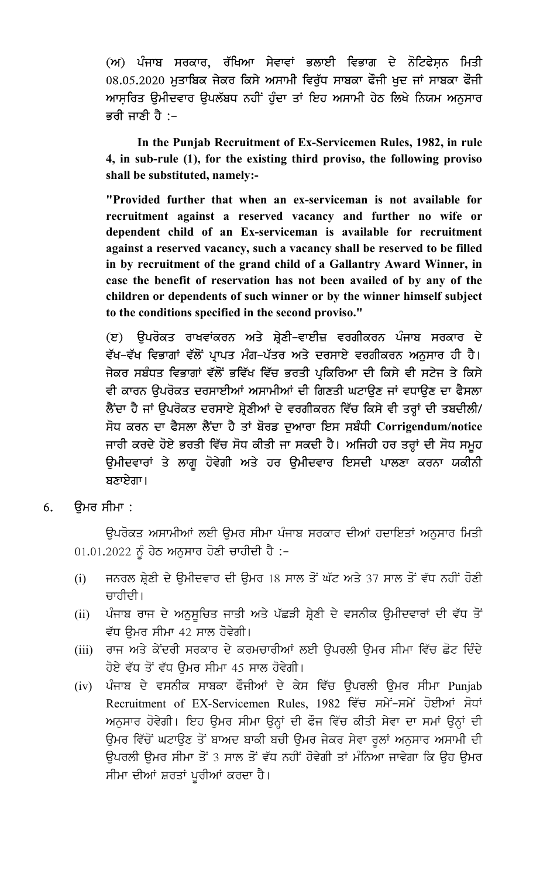(ਅ) ਪੰਜਾਬ ਸਰਕਾਰ, ਰੱਖਿਆ ਸੇਵਾਵਾਂ ਭਲਾਈ ਵਿਭਾਗ ਦੇ ਨੋਟਿਫੇਸ਼ਨ ਮਿਤੀ 08.05.2020 ਮੁਤਾਬਿਕ ਜੇਕਰ ਕਿਸੇ ਅਸਾਮੀ ਵਿਰੁੱਧ ਸਾਬਕਾ ਫੌਜੀ ਖੁਦ ਜਾਂ ਸਾਬਕਾ ਫੌਜੀ ਆਸ਼ਰਿਤ ਉਮੀਦਵਾਰ ਉਪਲੱਬਧ ਨਹੀਂ ਹੁੰਦਾ ਤਾਂ ਇਹ ਅਸਾਮੀ ਹੇਠ ਲਿਖੇ ਨਿਯਮ ਅਨੁਸਾਰ ਭਰੀ ਜਾਣੀ ਹੈ :-

**In the Punjab Recruitment of Ex-Servicemen Rules, 1982, in rule 4, in sub-rule (1), for the existing third proviso, the following proviso shall be substituted, namely:-**

**"Provided further that when an ex-serviceman is not available for recruitment against a reserved vacancy and further no wife or dependent child of an Ex-serviceman is available for recruitment against a reserved vacancy, such a vacancy shall be reserved to be filled in by recruitment of the grand child of a Gallantry Award Winner, in case the benefit of reservation has not been availed of by any of the children or dependents of such winner or by the winner himself subject to the conditions specified in the second proviso."**

(ੲ) ਉਪਰੋਕਤ ਰਾਖਵਾਂਕਰਨ ਅਤੇ ਸ਼੍ਰੇਣੀ-ਵਾਈਜ਼ ਵਰਗੀਕਰਨ ਪੰਜਾਬ ਸਰਕਾਰ ਦੇ ਵੱਖ-ਵੱਖ ਵਿਭਾਗਾਂ ਵੱਲੋਂ ਪ੍ਰਾਪਤ ਮੰਗ-ਪੱਤਰ ਅਤੇ ਦਰਸਾਏ ਵਰਗੀਕਰਨ ਅਨੁਸਾਰ ਹੀ ਹੈ। ਜੇਕਰ ਸਬੰਧਤ ਵਿਭਾਗਾਂ ਵੱਲੋਂ ਭਵਿੱਖ ਵਿੱਚ ਭਰਤੀ ਪ੍ਰਕਿਰਿਆ ਦੀ ਕਿਸੇ ਵੀ ਸਟੇਜ ਤੇ ਕਿਸੇ ਵੀ ਕਾਰਨ ਉਪਰੋਕਤ ਦਰਸਾਈਆਂ ਅਸਾਮੀਆਂ ਦੀ ਗਿਣਤੀ ਘਟਾਉਣ ਜਾਂ ਵਧਾਉਣ ਦਾ ਫੈਸਲਾ ਲੈਂਦਾ ਹੈ ਜਾਂ ਉਪਰੋਕਤ ਦਰਸਾਏ ਸ਼੍ਰੇਣੀਆਂ ਦੇ ਵਰਗੀਕਰਨ ਵਿੱਚ ਕਿਸੇ ਵੀ ਤਰ੍ਹਾਂ ਦੀ ਤਬਦੀਲੀ/ਸੋਧ ਕਰਨ ਦਾ ਫੈਸਲਾ ਲੈਂਦਾ ਹੈ ਤਾਂ ਬੋਰਡ ਦੁਆਰਾ ਇਸ ਸਬੰਧੀ **Corrigendum/notice** ਜਾਰੀ ਕਰਦੇ ਹੋਏ ਭਰਤੀ ਵਿੱਚ ਸੋਧ ਕੀਤੀ ਜਾ ਸਕਦੀ ਹੈ। ਅਜਿਹੀ ਹਰ ਤਰ੍ਹਾਂ ਦੀ ਸੋਧ ਸਮੂਹ ਉਮੀਦਵਾਰਾਂ ਤੇ ਲਾਗੂ ਹੋਵੇਗੀ ਅਤੇ ਹਰ ਉਮੀਦਵਾਰ ਇਸਦੀ ਪਾਲਣਾ ਕਰਨਾ ਯਕੀਨੀ ਬਣਾਏਗਾ।

6. ਉਮਰ ਸੀਮਾ :

ਉਪਰੋਕਤ ਅਸਾਮੀਆਂ ਲਈ ਉਮਰ ਸੀਮਾ ਪੰਜਾਬ ਸਰਕਾਰ ਦੀਆਂ ਹਦਾਇਤਾਂ ਅਨੁਸਾਰ ਮਿਤੀ 01.01.2022 ਨੂੰ ਹੇਠ ਅਨੁਸਾਰ ਹੋਣੀ ਚਾਹੀਦੀ ਹੈ :-

(i) ਜਨਰਲ ਸ਼੍ਰੇਣੀ ਦੇ ਉਮੀਦਵਾਰ ਦੀ ਉਮਰ 18 ਸਾਲ ਤੋਂ ਘੱਟ ਅਤੇ 37 ਸਾਲ ਤੋਂ ਵੱਧ ਨਹੀਂ ਹੋਣੀ ਚਾਹੀਦੀ।

(ii) ਪੰਜਾਬ ਰਾਜ ਦੇ ਅਨੁਸੂਚਿਤ ਜਾਤੀ ਅਤੇ ਪੱਛੜੀ ਸ਼੍ਰੇਣੀ ਦੇ ਵਸਨੀਕ ਉਮੀਦਵਾਰਾਂ ਦੀ ਵੱਧ ਤੋਂ ਵੱਧ ਉਮਰ ਸੀਮਾ 42 ਸਾਲ ਹੋਵੇਗੀ।

(iii) ਰਾਜ ਅਤੇ ਕੇਂਦਰੀ ਸਰਕਾਰ ਦੇ ਕਰਮਚਾਰੀਆਂ ਲਈ ਉਪਰਲੀ ਉਮਰ ਸੀਮਾ ਵਿੱਚ ਛੋਟ ਦਿੰਦੇ ਹੋਏ ਵੱਧ ਤੋਂ ਵੱਧ ਉਮਰ ਸੀਮਾ 45 ਸਾਲ ਹੋਵੇਗੀ।

(iv) ਪੰਜਾਬ ਦੇ ਵਸਨੀਕ ਸਾਬਕਾ ਫੌਜੀਆਂ ਦੇ ਕੇਸ ਵਿੱਚ ਉਪਰਲੀ ਉਮਰ ਸੀਮਾ Punjab Recruitment of EX-Servicemen Rules, 1982 ਵਿੱਚ ਸਮੇਂ-ਸਮੇਂ ਹੋਈਆਂ ਸੋਧਾਂ ਅਨੁਸਾਰ ਹੋਵੇਗੀ। ਇਹ ਉਮਰ ਸੀਮਾ ਉਨ੍ਹਾਂ ਦੀ ਫੌਜ ਵਿੱਚ ਕੀਤੀ ਸੇਵਾ ਦਾ ਸਮਾਂ ਉਨ੍ਹਾਂ ਦੀ ਉਮਰ ਵਿੱਚੋਂ ਘਟਾਉਣ ਤੋਂ ਬਾਅਦ ਬਾਕੀ ਬਚੀ ਉਮਰ ਜੇਕਰ ਸੇਵਾ ਰੂਲਾਂ ਅਨੁਸਾਰ ਅਸਾਮੀ ਦੀ ਉਪਰਲੀ ਉਮਰ ਸੀਮਾ ਤੋਂ 3 ਸਾਲ ਤੋਂ ਵੱਧ ਨਹੀਂ ਹੋਵੇਗੀ ਤਾਂ ਮੰਨਿਆ ਜਾਵੇਗਾ ਕਿ ਉਹ ਉਮਰ ਸੀਮਾ ਦੀਆਂ ਸ਼ਰਤਾਂ ਪੂਰੀਆਂ ਕਰਦਾ ਹੈ।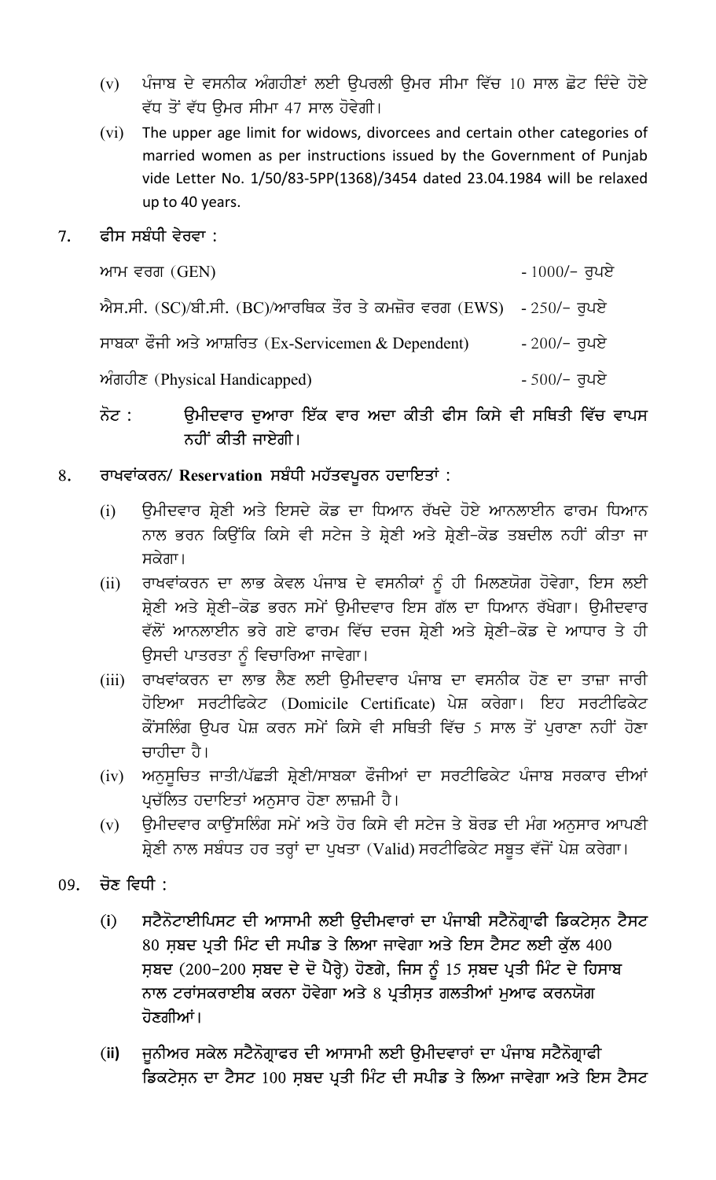(v) ਪੰਜਾਬ ਦੇ ਵਸਨੀਕ ਅੰਗਹੀਣਾਂ ਲਈ ਉਪਰਲੀ ਉਮਰ ਸੀਮਾ ਵਿੱਚ 10 ਸਾਲ ਛੋਟ ਦਿੰਦੇ ਹੋਏ ਵੱਧ ਤੋਂ ਵੱਧ ਉਮਰ ਸੀਮਾ 47 ਸਾਲ ਹੋਵੇਗੀ।

(vi) The upper age limit for widows, divorcees and certain other categories of married women as per instructions issued by the Government of Punjab vide Letter No. 1/50/83-5PP(1368)/3454 dated 23.04.1984 will be relaxed up to 40 years.

## 7. ਫੀਸ ਸਬੰਧੀ ਵੇਰਵਾ :

| | |
|---|---|
| ਆਮ ਵਰਗ (GEN) | - 1000/- ਰੁਪਏ |
| ਐਸ.ਸੀ. (SC)/ਬੀ.ਸੀ. (BC)/ਆਰਥਿਕ ਤੌਰ ਤੇ ਕਮਜ਼ੋਰ ਵਰਗ (EWS) | - 250/- ਰੁਪਏ |
| ਸਾਬਕਾ ਫੌਜੀ ਅਤੇ ਆਸ਼ਰਿਤ (Ex-Servicemen & Dependent) | - 200/- ਰੁਪਏ |
| ਅੰਗਹੀਣ (Physical Handicapped) | - 500/- ਰੁਪਏ |

**ਨੋਟ : ਉਮੀਦਵਾਰ ਦੁਆਰਾ ਇੱਕ ਵਾਰ ਅਦਾ ਕੀਤੀ ਫੀਸ ਕਿਸੇ ਵੀ ਸਥਿਤੀ ਵਿੱਚ ਵਾਪਸ ਨਹੀਂ ਕੀਤੀ ਜਾਏਗੀ।**

## 8. ਰਾਖਵਾਂਕਰਨ/ Reservation ਸਬੰਧੀ ਮਹੱਤਵਪੂਰਨ ਹਦਾਇਤਾਂ :

(i) ਉਮੀਦਵਾਰ ਸ਼੍ਰੇਣੀ ਅਤੇ ਇਸਦੇ ਕੋਡ ਦਾ ਧਿਆਨ ਰੱਖਦੇ ਹੋਏ ਆਨਲਾਈਨ ਫਾਰਮ ਧਿਆਨ ਨਾਲ ਭਰਨ ਕਿਉਂਕਿ ਕਿਸੇ ਵੀ ਸਟੇਜ ਤੇ ਸ਼੍ਰੇਣੀ ਅਤੇ ਸ਼੍ਰੇਣੀ-ਕੋਡ ਤਬਦੀਲ ਨਹੀਂ ਕੀਤਾ ਜਾ ਸਕੇਗਾ।

(ii) ਰਾਖਵਾਂਕਰਨ ਦਾ ਲਾਭ ਕੇਵਲ ਪੰਜਾਬ ਦੇ ਵਸਨੀਕਾਂ ਨੂੰ ਹੀ ਮਿਲਣਯੋਗ ਹੋਵੇਗਾ, ਇਸ ਲਈ ਸ਼੍ਰੇਣੀ ਅਤੇ ਸ਼੍ਰੇਣੀ-ਕੋਡ ਭਰਨ ਸਮੇਂ ਉਮੀਦਵਾਰ ਇਸ ਗੱਲ ਦਾ ਧਿਆਨ ਰੱਖੇਗਾ। ਉਮੀਦਵਾਰ ਵੱਲੋਂ ਆਨਲਾਈਨ ਭਰੇ ਗਏ ਫਾਰਮ ਵਿੱਚ ਦਰਜ ਸ਼੍ਰੇਣੀ ਅਤੇ ਸ਼੍ਰੇਣੀ-ਕੋਡ ਦੇ ਆਧਾਰ ਤੇ ਹੀ ਉਸਦੀ ਪਾਤਰਤਾ ਨੂੰ ਵਿਚਾਰਿਆ ਜਾਵੇਗਾ।

(iii) ਰਾਖਵਾਂਕਰਨ ਦਾ ਲਾਭ ਲੈਣ ਲਈ ਉਮੀਦਵਾਰ ਪੰਜਾਬ ਦਾ ਵਸਨੀਕ ਹੋਣ ਦਾ ਤਾਜ਼ਾ ਜਾਰੀ ਹੋਇਆ ਸਰਟੀਫਿਕੇਟ (Domicile Certificate) ਪੇਸ਼ ਕਰੇਗਾ। ਇਹ ਸਰਟੀਫਿਕੇਟ ਕੌਂਸਲਿੰਗ ਉਪਰ ਪੇਸ਼ ਕਰਨ ਸਮੇਂ ਕਿਸੇ ਵੀ ਸਥਿਤੀ ਵਿੱਚ 5 ਸਾਲ ਤੋਂ ਪੁਰਾਣਾ ਨਹੀਂ ਹੋਣਾ ਚਾਹੀਦਾ ਹੈ।

(iv) ਅਨੁਸੂਚਿਤ ਜਾਤੀ/ਪੱਛੜੀ ਸ਼੍ਰੇਣੀ/ਸਾਬਕਾ ਫੌਜੀਆਂ ਦਾ ਸਰਟੀਫਿਕੇਟ ਪੰਜਾਬ ਸਰਕਾਰ ਦੀਆਂ ਪ੍ਰਚੱਲਿਤ ਹਦਾਇਤਾਂ ਅਨੁਸਾਰ ਹੋਣਾ ਲਾਜ਼ਮੀ ਹੈ।

(v) ਉਮੀਦਵਾਰ ਕਾਉਂਸਲਿੰਗ ਸਮੇਂ ਅਤੇ ਹੋਰ ਕਿਸੇ ਵੀ ਸਟੇਜ ਤੇ ਬੋਰਡ ਦੀ ਮੰਗ ਅਨੁਸਾਰ ਆਪਣੀ ਸ਼੍ਰੇਣੀ ਨਾਲ ਸਬੰਧਤ ਹਰ ਤਰ੍ਹਾਂ ਦਾ ਪੁਖਤਾ (Valid) ਸਰਟੀਫਿਕੇਟ ਸਬੂਤ ਵੱਜੋਂ ਪੇਸ਼ ਕਰੇਗਾ।

## 09. ਚੋਣ ਵਿਧੀ :

**(i) ਸਟੈਨੋਟਾਈਪਿਸਟ ਦੀ ਆਸਾਮੀ ਲਈ ਉਦੀਮਵਾਰਾਂ ਦਾ ਪੰਜਾਬੀ ਸਟੈਨੋਗ੍ਰਾਫੀ ਡਿਕਟੇਸ਼ਨ ਟੈਸਟ 80 ਸ਼ਬਦ ਪ੍ਰਤੀ ਮਿੰਟ ਦੀ ਸਪੀਡ ਤੇ ਲਿਆ ਜਾਵੇਗਾ ਅਤੇ ਇਸ ਟੈਸਟ ਲਈ ਕੁੱਲ 400 ਸ਼ਬਦ (200-200 ਸ਼ਬਦ ਦੇ ਦੋ ਪੈਰ੍ਹੇ) ਹੋਣਗੇ, ਜਿਸ ਨੂੰ 15 ਸ਼ਬਦ ਪ੍ਰਤੀ ਮਿੰਟ ਦੇ ਹਿਸਾਬ ਨਾਲ ਟਰਾਂਸਕਰਾਈਬ ਕਰਨਾ ਹੋਵੇਗਾ ਅਤੇ 8 ਪ੍ਰਤੀਸ਼ਤ ਗਲਤੀਆਂ ਮੁਆਫ ਕਰਨਯੋਗ ਹੋਣਗੀਆਂ।**

**(ii) ਜੂਨੀਅਰ ਸਕੇਲ ਸਟੈਨੋਗ੍ਰਾਫਰ ਦੀ ਆਸਾਮੀ ਲਈ ਉਮੀਦਵਾਰਾਂ ਦਾ ਪੰਜਾਬ ਸਟੈਨੋਗ੍ਰਾਫੀ ਡਿਕਟੇਸ਼ਨ ਦਾ ਟੈਸਟ 100 ਸ਼ਬਦ ਪ੍ਰਤੀ ਮਿੰਟ ਦੀ ਸਪੀਡ ਤੇ ਲਿਆ ਜਾਵੇਗਾ ਅਤੇ ਇਸ ਟੈਸਟ**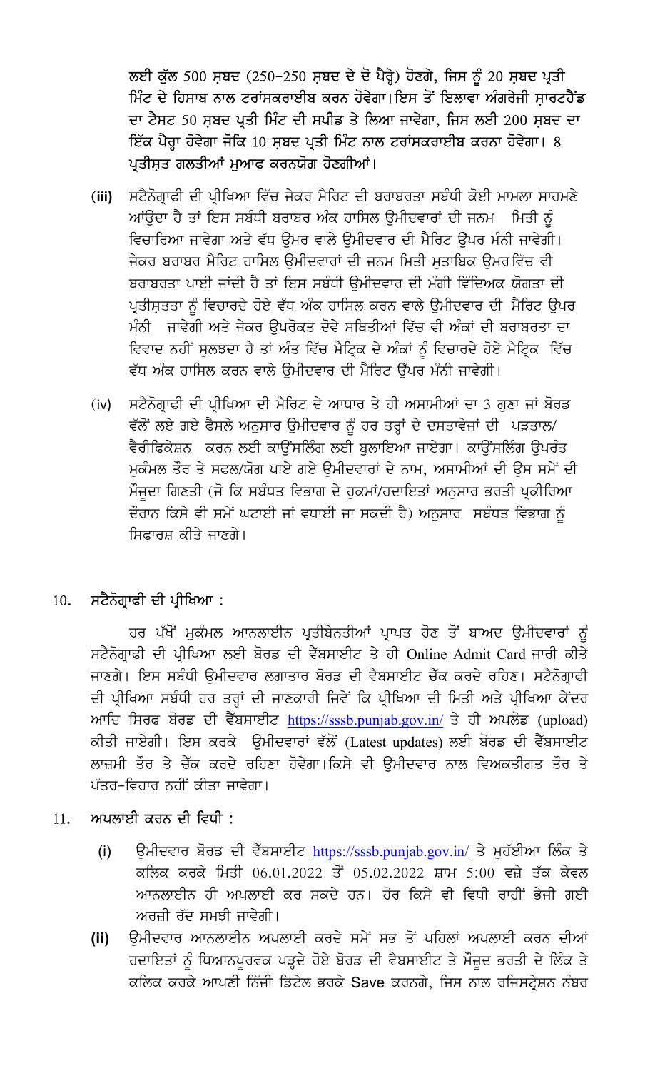ਲਈ ਕੁੱਲ 500 ਸ਼ਬਦ (250-250 ਸ਼ਬਦ ਦੇ ਦੋ ਪੈਰ੍ਹੇ) ਹੋਣਗੇ, ਜਿਸ ਨੂੰ 20 ਸ਼ਬਦ ਪ੍ਰਤੀ ਮਿੰਟ ਦੇ ਹਿਸਾਬ ਨਾਲ ਟਰਾਂਸਕਰਾਈਬ ਕਰਨ ਹੋਵੇਗਾ।ਇਸ ਤੋਂ ਇਲਾਵਾ ਅੰਗਰੇਜੀ ਸ਼ਾਰਟਹੈਂਡ ਦਾ ਟੈਸਟ 50 ਸ਼ਬਦ ਪ੍ਰਤੀ ਮਿੰਟ ਦੀ ਸਪੀਡ ਤੇ ਲਿਆ ਜਾਵੇਗਾ, ਜਿਸ ਲਈ 200 ਸ਼ਬਦ ਦਾ ਇੱਕ ਪੈਰ੍ਹਾ ਹੋਵੇਗਾ ਜੋਕਿ 10 ਸ਼ਬਦ ਪ੍ਰਤੀ ਮਿੰਟ ਨਾਲ ਟਰਾਂਸਕਰਾਈਬ ਕਰਨਾ ਹੋਵੇਗਾ। 8 ਪ੍ਰਤੀਸ਼ਤ ਗਲਤੀਆਂ ਮੁਆਫ ਕਰਨਯੋਗ ਹੋਣਗੀਆਂ।

(iii) ਸਟੈਨੋਗ੍ਰਾਫੀ ਦੀ ਪ੍ਰੀਖਿਆ ਵਿੱਚ ਜੇਕਰ ਮੈਰਿਟ ਦੀ ਬਰਾਬਰਤਾ ਸਬੰਧੀ ਕੋਈ ਮਾਮਲਾ ਸਾਹਮਣੇ ਆਂਉਦਾ ਹੈ ਤਾਂ ਇਸ ਸਬੰਧੀ ਬਰਾਬਰ ਅੰਕ ਹਾਸਿਲ ਉਮੀਦਵਾਰਾਂ ਦੀ ਜਨਮ ਮਿਤੀ ਨੂੰ ਵਿਚਾਰਿਆ ਜਾਵੇਗਾ ਅਤੇ ਵੱਧ ਉਮਰ ਵਾਲੇ ਉਮੀਦਵਾਰ ਦੀ ਮੈਰਿਟ ਉੱਪਰ ਮੰਨੀ ਜਾਵੇਗੀ। ਜੇਕਰ ਬਰਾਬਰ ਮੈਰਿਟ ਹਾਸਿਲ ਉਮੀਦਵਾਰਾਂ ਦੀ ਜਨਮ ਮਿਤੀ ਮੁਤਾਬਿਕ ਉਮਰ ਵਿੱਚ ਵੀ ਬਰਾਬਰਤਾ ਪਾਈ ਜਾਂਦੀ ਹੈ ਤਾਂ ਇਸ ਸਬੰਧੀ ਉਮੀਦਵਾਰ ਦੀ ਮੰਗੀ ਵਿੱਦਿਅਕ ਯੋਗਤਾ ਦੀ ਪ੍ਰਤੀਸ਼ਤਤਾ ਨੂੰ ਵਿਚਾਰਦੇ ਹੋਏ ਵੱਧ ਅੰਕ ਹਾਸਿਲ ਕਰਨ ਵਾਲੇ ਉਮੀਦਵਾਰ ਦੀ ਮੈਰਿਟ ਉਪਰ ਮੰਨੀ ਜਾਵੇਗੀ ਅਤੇ ਜੇਕਰ ਉਪਰੋਕਤ ਦੋਵੇ ਸਥਿਤੀਆਂ ਵਿੱਚ ਵੀ ਅੰਕਾਂ ਦੀ ਬਰਾਬਰਤਾ ਦਾ ਵਿਵਾਦ ਨਹੀਂ ਸੁਲਝਦਾ ਹੈ ਤਾਂ ਅੰਤ ਵਿੱਚ ਮੈਟ੍ਰਿਕ ਦੇ ਅੰਕਾਂ ਨੂੰ ਵਿਚਾਰਦੇ ਹੋਏ ਮੈਟ੍ਰਿਕ ਵਿੱਚ ਵੱਧ ਅੰਕ ਹਾਸਿਲ ਕਰਨ ਵਾਲੇ ਉਮੀਦਵਾਰ ਦੀ ਮੈਰਿਟ ਉੱਪਰ ਮੰਨੀ ਜਾਵੇਗੀ।

(iv) ਸਟੈਨੋਗ੍ਰਾਫੀ ਦੀ ਪ੍ਰੀਖਿਆ ਦੀ ਮੈਰਿਟ ਦੇ ਆਧਾਰ ਤੇ ਹੀ ਅਸਾਮੀਆਂ ਦਾ 3 ਗੁਣਾ ਜਾਂ ਬੋਰਡ ਵੱਲੋਂ ਲਏ ਗਏ ਫੈਸਲੇ ਅਨੁਸਾਰ ਉਮੀਦਵਾਰ ਨੂੰ ਹਰ ਤਰ੍ਹਾਂ ਦੇ ਦਸਤਾਵੇਜਾਂ ਦੀ ਪੜਤਾਲ/ ਵੈਰੀਫਿਕੇਸ਼ਨ ਕਰਨ ਲਈ ਕਾਉਂਸਲਿੰਗ ਲਈ ਬੁਲਾਇਆ ਜਾਏਗਾ। ਕਾਉਂਸਲਿੰਗ ਉਪਰੰਤ ਮੁਕੰਮਲ ਤੌਰ ਤੇ ਸਫਲ/ਯੋਗ ਪਾਏ ਗਏ ਉਮੀਦਵਾਰਾਂ ਦੇ ਨਾਮ, ਅਸਾਮੀਆਂ ਦੀ ਉਸ ਸਮੇਂ ਦੀ ਮੌਜੂਦਾ ਗਿਣਤੀ (ਜੋ ਕਿ ਸਬੰਧਤ ਵਿਭਾਗ ਦੇ ਹੁਕਮਾਂ/ਹਦਾਇਤਾਂ ਅਨੁਸਾਰ ਭਰਤੀ ਪ੍ਰਕੀਰਿਆ ਦੌਰਾਨ ਕਿਸੇ ਵੀ ਸਮੇਂ ਘਟਾਈ ਜਾਂ ਵਧਾਈ ਜਾ ਸਕਦੀ ਹੈ) ਅਨੁਸਾਰ ਸਬੰਧਤ ਵਿਭਾਗ ਨੂੰ ਸਿਫਾਰਸ਼ ਕੀਤੇ ਜਾਣਗੇ।

## 10. ਸਟੈਨੋਗ੍ਰਾਫੀ ਦੀ ਪ੍ਰੀਖਿਆ :

ਹਰ ਪੱਖੋਂ ਮੁਕੰਮਲ ਆਨਲਾਈਨ ਪ੍ਰਤੀਬੇਨਤੀਆਂ ਪ੍ਰਾਪਤ ਹੋਣ ਤੋਂ ਬਾਅਦ ਉਮੀਦਵਾਰਾਂ ਨੂੰ ਸਟੈਨੋਗ੍ਰਾਫੀ ਦੀ ਪ੍ਰੀਖਿਆ ਲਈ ਬੋਰਡ ਦੀ ਵੈੱਬਸਾਈਟ ਤੇ ਹੀ Online Admit Card ਜਾਰੀ ਕੀਤੇ ਜਾਣਗੇ। ਇਸ ਸਬੰਧੀ ਉਮੀਦਵਾਰ ਲਗਾਤਾਰ ਬੋਰਡ ਦੀ ਵੈਬਸਾਈਟ ਚੈੱਕ ਕਰਦੇ ਰਹਿਣ। ਸਟੈਨੋਗ੍ਰਾਫੀ ਦੀ ਪ੍ਰੀਖਿਆ ਸਬੰਧੀ ਹਰ ਤਰ੍ਹਾਂ ਦੀ ਜਾਣਕਾਰੀ ਜਿਵੇਂ ਕਿ ਪ੍ਰੀਖਿਆ ਦੀ ਮਿਤੀ ਅਤੇ ਪ੍ਰੀਖਿਆ ਕੇਂਦਰ ਆਦਿ ਸਿਰਫ ਬੋਰਡ ਦੀ ਵੈੱਬਸਾਈਟ https://sssb.punjab.gov.in/ ਤੇ ਹੀ ਅਪਲੋਡ (upload) ਕੀਤੀ ਜਾਏਗੀ। ਇਸ ਕਰਕੇ ਉਮੀਦਵਾਰਾਂ ਵੱਲੋਂ (Latest updates) ਲਈ ਬੋਰਡ ਦੀ ਵੈੱਬਸਾਈਟ ਲਾਜ਼ਮੀ ਤੌਰ ਤੇ ਚੈੱਕ ਕਰਦੇ ਰਹਿਣਾ ਹੋਵੇਗਾ।ਕਿਸੇ ਵੀ ਉਮੀਦਵਾਰ ਨਾਲ ਵਿਅਕਤੀਗਤ ਤੌਰ ਤੇ ਪੱਤਰ-ਵਿਹਾਰ ਨਹੀਂ ਕੀਤਾ ਜਾਵੇਗਾ।

## 11. ਅਪਲਾਈ ਕਰਨ ਦੀ ਵਿਧੀ :

(i) ਉਮੀਦਵਾਰ ਬੋਰਡ ਦੀ ਵੈੱਬਸਾਈਟ https://sssb.punjab.gov.in/ ਤੇ ਮੁਹੱਈਆ ਲਿੰਕ ਤੇ ਕਲਿਕ ਕਰਕੇ ਮਿਤੀ 06.01.2022 ਤੋਂ 05.02.2022 ਸ਼ਾਮ 5:00 ਵਜੇ ਤੱਕ ਕੇਵਲ ਆਨਲਾਈਨ ਹੀ ਅਪਲਾਈ ਕਰ ਸਕਦੇ ਹਨ। ਹੋਰ ਕਿਸੇ ਵੀ ਵਿਧੀ ਰਾਹੀਂ ਭੇਜੀ ਗਈ ਅਰਜ਼ੀ ਰੱਦ ਸਮਝੀ ਜਾਵੇਗੀ।

(ii) ਉਮੀਦਵਾਰ ਆਨਲਾਈਨ ਅਪਲਾਈ ਕਰਦੇ ਸਮੇਂ ਸਭ ਤੋਂ ਪਹਿਲਾਂ ਅਪਲਾਈ ਕਰਨ ਦੀਆਂ ਹਦਾਇਤਾਂ ਨੂੰ ਧਿਆਨਪੂਰਵਕ ਪੜ੍ਹਦੇ ਹੋਏ ਬੋਰਡ ਦੀ ਵੈਬਸਾਈਟ ਤੇ ਮੌਜੂਦ ਭਰਤੀ ਦੇ ਲਿੰਕ ਤੇ ਕਲਿਕ ਕਰਕੇ ਆਪਣੀ ਨਿੱਜੀ ਡਿਟੇਲ ਭਰਕੇ Save ਕਰਨਗੇ, ਜਿਸ ਨਾਲ ਰਜਿਸਟ੍ਰੇਸ਼ਨ ਨੰਬਰ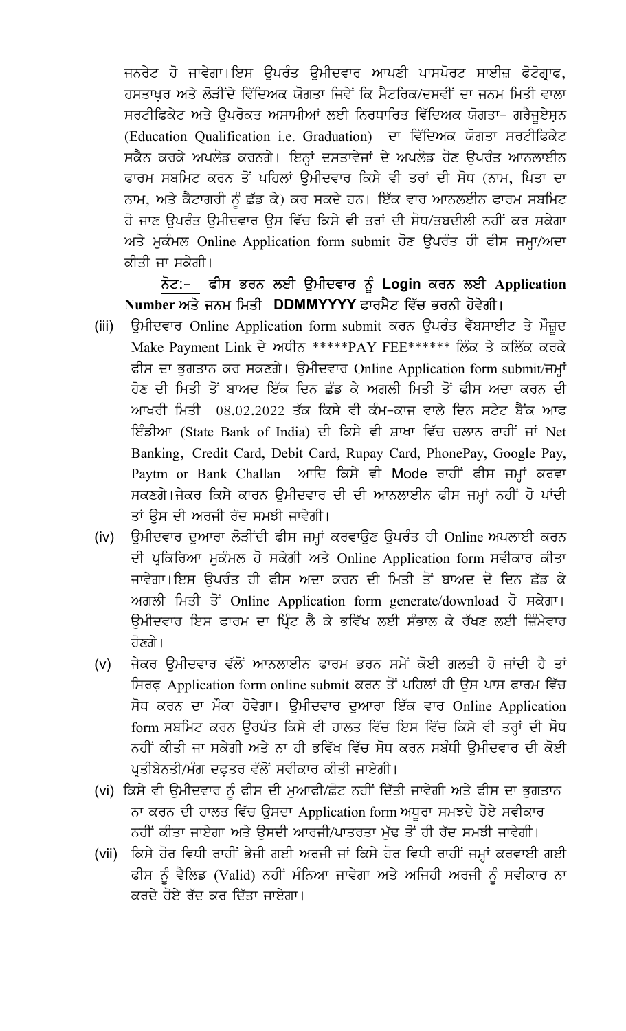ਜਨਰੇਟ ਹੋ ਜਾਵੇਗਾ।ਇਸ ਉਪਰੰਤ ਉਮੀਦਵਾਰ ਆਪਣੀ ਪਾਸਪੋਰਟ ਸਾਈਜ਼ ਫੋਟੋਗ੍ਰਾਫ, ਹਸਤਾਖ਼ਰ ਅਤੇ ਲੋੜੀਂਦੇ ਵਿੱਦਿਅਕ ਯੋਗਤਾ ਜਿਵੇਂ ਕਿ ਮੈਟਰਿਕ/ਦਸਵੀਂ ਦਾ ਜਨਮ ਮਿਤੀ ਵਾਲਾ ਸਰਟੀਫਿਕੇਟ ਅਤੇ ਉਪਰੋਕਤ ਅਸਾਮੀਆਂ ਲਈ ਨਿਰਧਾਰਿਤ ਵਿੱਦਿਅਕ ਯੋਗਤਾ- ਗਰੈਜੂਏਸ਼ਨ (Education Qualification i.e. Graduation) ਦਾ ਵਿੱਦਿਅਕ ਯੋਗਤਾ ਸਰਟੀਫਿਕੇਟ ਸਕੈਨ ਕਰਕੇ ਅਪਲੋਡ ਕਰਨਗੇ। ਇਨ੍ਹਾਂ ਦਸਤਾਵੇਜਾਂ ਦੇ ਅਪਲੋਡ ਹੋਣ ਉਪਰੰਤ ਆਨਲਾਈਨ ਫਾਰਮ ਸਬਮਿਟ ਕਰਨ ਤੋਂ ਪਹਿਲਾਂ ਉਮੀਦਵਾਰ ਕਿਸੇ ਵੀ ਤਰਾਂ ਦੀ ਸੋਧ (ਨਾਮ, ਪਿਤਾ ਦਾ ਨਾਮ, ਅਤੇ ਕੈਟਾਗਰੀ ਨੂੰ ਛੱਡ ਕੇ) ਕਰ ਸਕਦੇ ਹਨ। ਇੱਕ ਵਾਰ ਆਨਲਈਨ ਫਾਰਮ ਸਬਮਿਟ ਹੋ ਜਾਣ ਉਪਰੰਤ ਉਮੀਦਵਾਰ ਉਸ ਵਿੱਚ ਕਿਸੇ ਵੀ ਤਰਾਂ ਦੀ ਸੋਧ/ਤਬਦੀਲੀ ਨਹੀਂ ਕਰ ਸਕੇਗਾ ਅਤੇ ਮੁਕੰਮਲ Online Application form submit ਹੋਣ ਉਪਰੰਤ ਹੀ ਫੀਸ ਜਮ੍ਹਾ/ਅਦਾ ਕੀਤੀ ਜਾ ਸਕੇਗੀ।

**ਨੋਟ:- ਫੀਸ ਭਰਨ ਲਈ ਉਮੀਦਵਾਰ ਨੂੰ Login ਕਰਨ ਲਈ Application Number ਅਤੇ ਜਨਮ ਮਿਤੀ DDMMYYYY ਫਾਰਮੈਟ ਵਿੱਚ ਭਰਨੀ ਹੋਵੇਗੀ।**

(iii) ਉਮੀਦਵਾਰ Online Application form submit ਕਰਨ ਉਪਰੰਤ ਵੈੱਬਸਾਈਟ ਤੇ ਮੌਜੂਦ Make Payment Link ਦੇ ਅਧੀਨ *****PAY FEE****** ਲਿੰਕ ਤੇ ਕਲਿੱਕ ਕਰਕੇ ਫੀਸ ਦਾ ਭੁਗਤਾਨ ਕਰ ਸਕਣਗੇ। ਉਮੀਦਵਾਰ Online Application form submit/ਜਮ੍ਹਾਂ ਹੋਣ ਦੀ ਮਿਤੀ ਤੋਂ ਬਾਅਦ ਇੱਕ ਦਿਨ ਛੱਡ ਕੇ ਅਗਲੀ ਮਿਤੀ ਤੋਂ ਫੀਸ ਅਦਾ ਕਰਨ ਦੀ ਆਖਰੀ ਮਿਤੀ 08.02.2022 ਤੱਕ ਕਿਸੇ ਵੀ ਕੰਮ-ਕਾਜ ਵਾਲੇ ਦਿਨ ਸਟੇਟ ਬੈਂਕ ਆਫ ਇੰਡੀਆ (State Bank of India) ਦੀ ਕਿਸੇ ਵੀ ਸ਼ਾਖਾ ਵਿੱਚ ਚਲਾਨ ਰਾਹੀਂ ਜਾਂ Net Banking, Credit Card, Debit Card, Rupay Card, PhonePay, Google Pay, Paytm or Bank Challan ਆਦਿ ਕਿਸੇ ਵੀ Mode ਰਾਹੀਂ ਫੀਸ ਜਮ੍ਹਾਂ ਕਰਵਾ ਸਕਣਗੇ।ਜੇਕਰ ਕਿਸੇ ਕਾਰਨ ਉਮੀਦਵਾਰ ਦੀ ਦੀ ਆਨਲਾਈਨ ਫੀਸ ਜਮ੍ਹਾਂ ਨਹੀਂ ਹੋ ਪਾਂਦੀ ਤਾਂ ਉਸ ਦੀ ਅਰਜੀ ਰੱਦ ਸਮਝੀ ਜਾਵੇਗੀ।

(iv) ਉਮੀਦਵਾਰ ਦੁਆਰਾ ਲੋੜੀਂਦੀ ਫੀਸ ਜਮ੍ਹਾਂ ਕਰਵਾਉਣ ਉਪਰੰਤ ਹੀ Online ਅਪਲਾਈ ਕਰਨ ਦੀ ਪ੍ਰਕਿਰਿਆ ਮੁਕੰਮਲ ਹੋ ਸਕੇਗੀ ਅਤੇ Online Application form ਸਵੀਕਾਰ ਕੀਤਾ ਜਾਵੇਗਾ।ਇਸ ਉਪਰੰਤ ਹੀ ਫੀਸ ਅਦਾ ਕਰਨ ਦੀ ਮਿਤੀ ਤੋਂ ਬਾਅਦ ਦੋ ਦਿਨ ਛੱਡ ਕੇ ਅਗਲੀ ਮਿਤੀ ਤੋਂ Online Application form generate/download ਹੋ ਸਕੇਗਾ। ਉਮੀਦਵਾਰ ਇਸ ਫਾਰਮ ਦਾ ਪ੍ਰਿੰਟ ਲੈ ਕੇ ਭਵਿੱਖ ਲਈ ਸੰਭਾਲ ਕੇ ਰੱਖਣ ਲਈ ਜ਼ਿੰਮੇਵਾਰ ਹੋਣਗੇ।

(v) ਜੇਕਰ ਉਮੀਦਵਾਰ ਵੱਲੋਂ ਆਨਲਾਈਨ ਫਾਰਮ ਭਰਨ ਸਮੇਂ ਕੋਈ ਗਲਤੀ ਹੋ ਜਾਂਦੀ ਹੈ ਤਾਂ ਸਿਰਫ਼ Application form online submit ਕਰਨ ਤੋਂ ਪਹਿਲਾਂ ਹੀ ਉਸ ਪਾਸ ਫਾਰਮ ਵਿੱਚ ਸੋਧ ਕਰਨ ਦਾ ਮੌਕਾ ਹੋਵੇਗਾ। ਉਮੀਦਵਾਰ ਦੁਆਰਾ ਇੱਕ ਵਾਰ Online Application form ਸਬਮਿਟ ਕਰਨ ਉਰਪੰਤ ਕਿਸੇ ਵੀ ਹਾਲਤ ਵਿੱਚ ਇਸ ਵਿੱਚ ਕਿਸੇ ਵੀ ਤਰ੍ਹਾਂ ਦੀ ਸੋਧ ਨਹੀਂ ਕੀਤੀ ਜਾ ਸਕੇਗੀ ਅਤੇ ਨਾ ਹੀ ਭਵਿੱਖ ਵਿੱਚ ਸੋਧ ਕਰਨ ਸਬੰਧੀ ਉਮੀਦਵਾਰ ਦੀ ਕੋਈ ਪ੍ਰਤੀਬੇਨਤੀ/ਮੰਗ ਦਫ਼ਤਰ ਵੱਲੋਂ ਸਵੀਕਾਰ ਕੀਤੀ ਜਾਏਗੀ।

(vi) ਕਿਸੇ ਵੀ ਉਮੀਦਵਾਰ ਨੂੰ ਫੀਸ ਦੀ ਮੁਆਫੀ/ਛੋਟ ਨਹੀਂ ਦਿੱਤੀ ਜਾਵੇਗੀ ਅਤੇ ਫੀਸ ਦਾ ਭੁਗਤਾਨ ਨਾ ਕਰਨ ਦੀ ਹਾਲਤ ਵਿੱਚ ਉਸਦਾ Application form ਅਧੂਰਾ ਸਮਝਦੇ ਹੋਏ ਸਵੀਕਾਰ ਨਹੀਂ ਕੀਤਾ ਜਾਏਗਾ ਅਤੇ ਉਸਦੀ ਆਰਜੀ/ਪਾਤਰਤਾ ਮੁੱਢ ਤੋਂ ਹੀ ਰੱਦ ਸਮਝੀ ਜਾਵੇਗੀ।

(vii) ਕਿਸੇ ਹੋਰ ਵਿਧੀ ਰਾਹੀਂ ਭੇਜੀ ਗਈ ਅਰਜੀ ਜਾਂ ਕਿਸੇ ਹੋਰ ਵਿਧੀ ਰਾਹੀਂ ਜਮ੍ਹਾਂ ਕਰਵਾਈ ਗਈ ਫੀਸ ਨੂੰ ਵੈਲਿਡ (Valid) ਨਹੀਂ ਮੰਨਿਆ ਜਾਵੇਗਾ ਅਤੇ ਅਜਿਹੀ ਅਰਜੀ ਨੂੰ ਸਵੀਕਾਰ ਨਾ ਕਰਦੇ ਹੋਏ ਰੱਦ ਕਰ ਦਿੱਤਾ ਜਾਏਗਾ।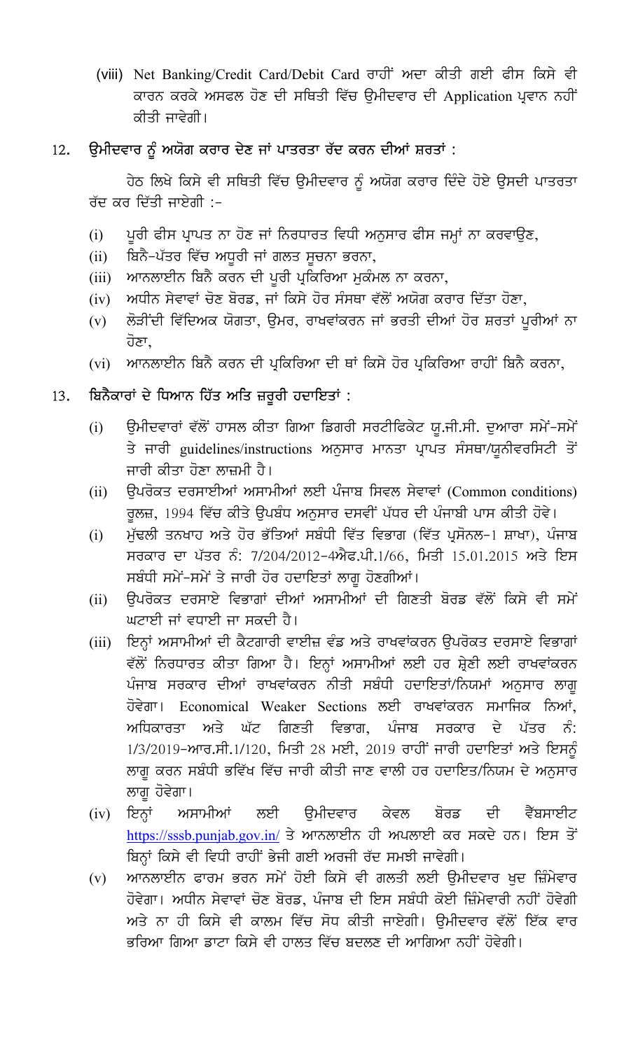(viii) Net Banking/Credit Card/Debit Card ਰਾਹੀਂ ਅਦਾ ਕੀਤੀ ਗਈ ਫੀਸ ਕਿਸੇ ਵੀ ਕਾਰਨ ਕਰਕੇ ਅਸਫਲ ਹੋਣ ਦੀ ਸਥਿਤੀ ਵਿੱਚ ਉਮੀਦਵਾਰ ਦੀ Application ਪ੍ਰਵਾਨ ਨਹੀਂ ਕੀਤੀ ਜਾਵੇਗੀ।

## 12. ਉਮੀਦਵਾਰ ਨੂੰ ਅਯੋਗ ਕਰਾਰ ਦੇਣ ਜਾਂ ਪਾਤਰਤਾ ਰੱਦ ਕਰਨ ਦੀਆਂ ਸ਼ਰਤਾਂ :

ਹੇਠ ਲਿਖੇ ਕਿਸੇ ਵੀ ਸਥਿਤੀ ਵਿੱਚ ਉਮੀਦਵਾਰ ਨੂੰ ਅਯੋਗ ਕਰਾਰ ਦਿੰਦੇ ਹੋਏ ਉਸਦੀ ਪਾਤਰਤਾ ਰੱਦ ਕਰ ਦਿੱਤੀ ਜਾਏਗੀ :-

(i) ਪੂਰੀ ਫੀਸ ਪ੍ਰਾਪਤ ਨਾ ਹੋਣ ਜਾਂ ਨਿਰਧਾਰਤ ਵਿਧੀ ਅਨੁਸਾਰ ਫੀਸ ਜਮ੍ਹਾਂ ਨਾ ਕਰਵਾਉਣ,

(ii) ਬਿਨੈ-ਪੱਤਰ ਵਿੱਚ ਅਧੂਰੀ ਜਾਂ ਗਲਤ ਸੂਚਨਾ ਭਰਨਾ,

(iii) ਆਨਲਾਈਨ ਬਿਨੈ ਕਰਨ ਦੀ ਪੂਰੀ ਪ੍ਰਕਿਰਿਆ ਮੁਕੰਮਲ ਨਾ ਕਰਨਾ,

(iv) ਅਧੀਨ ਸੇਵਾਵਾਂ ਚੋਣ ਬੋਰਡ, ਜਾਂ ਕਿਸੇ ਹੋਰ ਸੰਸਥਾ ਵੱਲੋਂ ਅਯੋਗ ਕਰਾਰ ਦਿੱਤਾ ਹੋਣਾ,

(v) ਲੋੜੀਂਦੀ ਵਿੱਦਿਅਕ ਯੋਗਤਾ, ਉਮਰ, ਰਾਖਵਾਂਕਰਨ ਜਾਂ ਭਰਤੀ ਦੀਆਂ ਹੋਰ ਸ਼ਰਤਾਂ ਪੂਰੀਆਂ ਨਾ ਹੋਣਾ,

(vi) ਆਨਲਾਈਨ ਬਿਨੈ ਕਰਨ ਦੀ ਪ੍ਰਕਿਰਿਆ ਦੀ ਥਾਂ ਕਿਸੇ ਹੋਰ ਪ੍ਰਕਿਰਿਆ ਰਾਹੀਂ ਬਿਨੈ ਕਰਨਾ,

## 13. ਬਿਨੈਕਾਰਾਂ ਦੇ ਧਿਆਨ ਹਿੱਤ ਅਤਿ ਜ਼ਰੂਰੀ ਹਦਾਇਤਾਂ :

(i) ਉਮੀਦਵਾਰਾਂ ਵੱਲੋਂ ਹਾਸਲ ਕੀਤਾ ਗਿਆ ਡਿਗਰੀ ਸਰਟੀਫਿਕੇਟ ਯੂ.ਜੀ.ਸੀ. ਦੁਆਰਾ ਸਮੇਂ-ਸਮੇਂ ਤੇ ਜਾਰੀ guidelines/instructions ਅਨੁਸਾਰ ਮਾਨਤਾ ਪ੍ਰਾਪਤ ਸੰਸਥਾ/ਯੂਨੀਵਰਸਿਟੀ ਤੋਂ ਜਾਰੀ ਕੀਤਾ ਹੋਣਾ ਲਾਜ਼ਮੀ ਹੈ।

(ii) ਉਪਰੋਕਤ ਦਰਸਾਈਆਂ ਅਸਾਮੀਆਂ ਲਈ ਪੰਜਾਬ ਸਿਵਲ ਸੇਵਾਵਾਂ (Common conditions) ਰੂਲਜ਼, 1994 ਵਿੱਚ ਕੀਤੇ ਉਪਬੰਧ ਅਨੁਸਾਰ ਦਸਵੀਂ ਪੱਧਰ ਦੀ ਪੰਜਾਬੀ ਪਾਸ ਕੀਤੀ ਹੋਵੇ।

(i) ਮੁੱਢਲੀ ਤਨਖਾਹ ਅਤੇ ਹੋਰ ਭੱਤਿਆਂ ਸਬੰਧੀ ਵਿੱਤ ਵਿਭਾਗ (ਵਿੱਤ ਪ੍ਰਸੋਨਲ-1 ਸ਼ਾਖਾ), ਪੰਜਾਬ ਸਰਕਾਰ ਦਾ ਪੱਤਰ ਨੰ: 7/204/2012-4ਐਫ.ਪੀ.1/66, ਮਿਤੀ 15.01.2015 ਅਤੇ ਇਸ ਸਬੰਧੀ ਸਮੇਂ-ਸਮੇਂ ਤੇ ਜਾਰੀ ਹੋਰ ਹਦਾਇਤਾਂ ਲਾਗੂ ਹੋਣਗੀਆਂ।

(ii) ਉਪਰੋਕਤ ਦਰਸਾਏ ਵਿਭਾਗਾਂ ਦੀਆਂ ਅਸਾਮੀਆਂ ਦੀ ਗਿਣਤੀ ਬੋਰਡ ਵੱਲੋਂ ਕਿਸੇ ਵੀ ਸਮੇਂ ਘਟਾਈ ਜਾਂ ਵਧਾਈ ਜਾ ਸਕਦੀ ਹੈ।

(iii) ਇਨ੍ਹਾਂ ਅਸਾਮੀਆਂ ਦੀ ਕੈਟਗਾਰੀ ਵਾਈਜ਼ ਵੰਡ ਅਤੇ ਰਾਖਵਾਂਕਰਨ ਉਪਰੋਕਤ ਦਰਸਾਏ ਵਿਭਾਗਾਂ ਵੱਲੋਂ ਨਿਰਧਾਰਤ ਕੀਤਾ ਗਿਆ ਹੈ। ਇਨ੍ਹਾਂ ਅਸਾਮੀਆਂ ਲਈ ਹਰ ਸ਼੍ਰੇਣੀ ਲਈ ਰਾਖਵਾਂਕਰਨ ਪੰਜਾਬ ਸਰਕਾਰ ਦੀਆਂ ਰਾਖਵਾਂਕਰਨ ਨੀਤੀ ਸਬੰਧੀ ਹਦਾਇਤਾਂ/ਨਿਯਮਾਂ ਅਨੁਸਾਰ ਲਾਗੂ ਹੋਵੇਗਾ। Economical Weaker Sections ਲਈ ਰਾਖਵਾਂਕਰਨ ਸਮਾਜਿਕ ਨਿਆਂ, ਅਧਿਕਾਰਤਾ ਅਤੇ ਘੱਟ ਗਿਣਤੀ ਵਿਭਾਗ, ਪੰਜਾਬ ਸਰਕਾਰ ਦੇ ਪੱਤਰ ਨੰ: 1/3/2019-ਆਰ.ਸੀ.1/120, ਮਿਤੀ 28 ਮਈ, 2019 ਰਾਹੀਂ ਜਾਰੀ ਹਦਾਇਤਾਂ ਅਤੇ ਇਸਨੂੰ ਲਾਗੂ ਕਰਨ ਸਬੰਧੀ ਭਵਿੱਖ ਵਿੱਚ ਜਾਰੀ ਕੀਤੀ ਜਾਣ ਵਾਲੀ ਹਰ ਹਦਾਇਤ/ਨਿਯਮ ਦੇ ਅਨੁਸਾਰ ਲਾਗੂ ਹੋਵੇਗਾ।

(iv) ਇਨ੍ਹਾਂ ਅਸਾਮੀਆਂ ਲਈ ਉਮੀਦਵਾਰ ਕੇਵਲ ਬੋਰਡ ਦੀ ਵੈੱਬਸਾਈਟ https://sssb.punjab.gov.in/ ਤੇ ਆਨਲਾਈਨ ਹੀ ਅਪਲਾਈ ਕਰ ਸਕਦੇ ਹਨ। ਇਸ ਤੋਂ ਬਿਨ੍ਹਾਂ ਕਿਸੇ ਵੀ ਵਿਧੀ ਰਾਹੀਂ ਭੇਜੀ ਗਈ ਅਰਜੀ ਰੱਦ ਸਮਝੀ ਜਾਵੇਗੀ।

(v) ਆਨਲਾਈਨ ਫਾਰਮ ਭਰਨ ਸਮੇਂ ਹੋਈ ਕਿਸੇ ਵੀ ਗਲਤੀ ਲਈ ਉਮੀਦਵਾਰ ਖੁਦ ਜ਼ਿੰਮੇਵਾਰ ਹੋਵੇਗਾ। ਅਧੀਨ ਸੇਵਾਵਾਂ ਚੋਣ ਬੋਰਡ, ਪੰਜਾਬ ਦੀ ਇਸ ਸਬੰਧੀ ਕੋਈ ਜ਼ਿੰਮੇਵਾਰੀ ਨਹੀਂ ਹੋਵੇਗੀ ਅਤੇ ਨਾ ਹੀ ਕਿਸੇ ਵੀ ਕਾਲਮ ਵਿੱਚ ਸੋਧ ਕੀਤੀ ਜਾਏਗੀ। ਉਮੀਦਵਾਰ ਵੱਲੋਂ ਇੱਕ ਵਾਰ ਭਰਿਆ ਗਿਆ ਡਾਟਾ ਕਿਸੇ ਵੀ ਹਾਲਤ ਵਿੱਚ ਬਦਲਣ ਦੀ ਆਗਿਆ ਨਹੀਂ ਹੋਵੇਗੀ।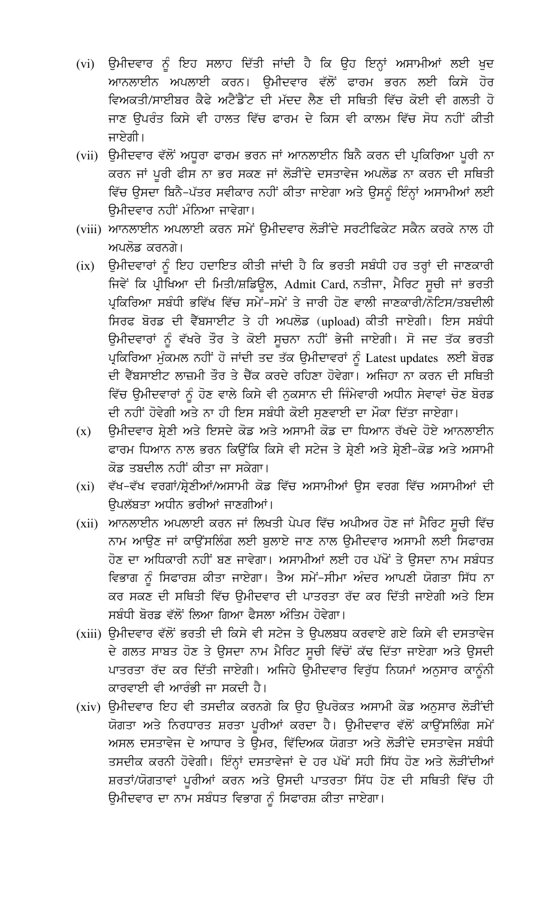(vi) ਉਮੀਦਵਾਰ ਨੂੰ ਇਹ ਸਲਾਹ ਦਿੱਤੀ ਜਾਂਦੀ ਹੈ ਕਿ ਉਹ ਇਨ੍ਹਾਂ ਅਸਾਮੀਆਂ ਲਈ ਖੁਦ ਆਨਲਾਈਨ ਅਪਲਾਈ ਕਰਨ। ਉਮੀਦਵਾਰ ਵੱਲੋਂ ਫਾਰਮ ਭਰਨ ਲਈ ਕਿਸੇ ਹੋਰ ਵਿਅਕਤੀ/ਸਾਈਬਰ ਕੈਫੇ ਅਟੈਂਡੈਂਟ ਦੀ ਮੱਦਦ ਲੈਣ ਦੀ ਸਥਿਤੀ ਵਿੱਚ ਕੋਈ ਵੀ ਗਲਤੀ ਹੋ ਜਾਣ ਉਪਰੰਤ ਕਿਸੇ ਵੀ ਹਾਲਤ ਵਿੱਚ ਫਾਰਮ ਦੇ ਕਿਸ ਵੀ ਕਾਲਮ ਵਿੱਚ ਸੋਧ ਨਹੀਂ ਕੀਤੀ ਜਾਏਗੀ।

(vii) ਉਮੀਦਵਾਰ ਵੱਲੋਂ ਅਧੂਰਾ ਫਾਰਮ ਭਰਨ ਜਾਂ ਆਨਲਾਈਨ ਬਿਨੈ ਕਰਨ ਦੀ ਪ੍ਰਕਿਰਿਆ ਪੂਰੀ ਨਾ ਕਰਨ ਜਾਂ ਪੂਰੀ ਫੀਸ ਨਾ ਭਰ ਸਕਣ ਜਾਂ ਲੋੜੀਂਦੇ ਦਸਤਾਵੇਜ ਅਪਲੋਡ ਨਾ ਕਰਨ ਦੀ ਸਥਿਤੀ ਵਿੱਚ ਉਸਦਾ ਬਿਨੈ-ਪੱਤਰ ਸਵੀਕਾਰ ਨਹੀਂ ਕੀਤਾ ਜਾਏਗਾ ਅਤੇ ਉਸਨੂੰ ਇੰਨ੍ਹਾਂ ਅਸਾਮੀਆਂ ਲਈ ਉਮੀਦਵਾਰ ਨਹੀਂ ਮੰਨਿਆ ਜਾਵੇਗਾ।

(viii) ਆਨਲਾਈਨ ਅਪਲਾਈ ਕਰਨ ਸਮੇਂ ਉਮੀਦਵਾਰ ਲੋੜੀਂਦੇ ਸਰਟੀਫਿਕੇਟ ਸਕੈਨ ਕਰਕੇ ਨਾਲ ਹੀ ਅਪਲੋਡ ਕਰਨਗੇ।

(ix) ਉਮੀਦਵਾਰਾਂ ਨੂੰ ਇਹ ਹਦਾਇਤ ਕੀਤੀ ਜਾਂਦੀ ਹੈ ਕਿ ਭਰਤੀ ਸਬੰਧੀ ਹਰ ਤਰ੍ਹਾਂ ਦੀ ਜਾਣਕਾਰੀ ਜਿਵੇਂ ਕਿ ਪ੍ਰੀਖਿਆ ਦੀ ਮਿਤੀ/ਸ਼ਡਿਊਲ, Admit Card, ਨਤੀਜਾ, ਮੈਰਿਟ ਸੂਚੀ ਜਾਂ ਭਰਤੀ ਪ੍ਰਕਿਰਿਆ ਸਬੰਧੀ ਭਵਿੱਖ ਵਿੱਚ ਸਮੇਂ-ਸਮੇਂ ਤੇ ਜਾਰੀ ਹੋਣ ਵਾਲੀ ਜਾਣਕਾਰੀ/ਨੋਟਿਸ/ਤਬਦੀਲੀ ਸਿਰਫ ਬੋਰਡ ਦੀ ਵੈੱਬਸਾਈਟ ਤੇ ਹੀ ਅਪਲੋਡ (upload) ਕੀਤੀ ਜਾਏਗੀ। ਇਸ ਸਬੰਧੀ ਉਮੀਦਵਾਰਾਂ ਨੂੰ ਵੱਖਰੇ ਤੌਰ ਤੇ ਕੋਈ ਸੂਚਨਾ ਨਹੀਂ ਭੇਜੀ ਜਾਏਗੀ। ਸੋ ਜਦ ਤੱਕ ਭਰਤੀ ਪ੍ਰਕਿਰਿਆ ਮੁੰਕਮਲ ਨਹੀਂ ਹੋ ਜਾਂਦੀ ਤਦ ਤੱਕ ਉਮੀਦਾਵਰਾਂ ਨੂੰ Latest updates ਲਈ ਬੋਰਡ ਦੀ ਵੈੱਬਸਾਈਟ ਲਾਜ਼ਮੀ ਤੌਰ ਤੇ ਚੈੱਕ ਕਰਦੇ ਰਹਿਣਾ ਹੋਵੇਗਾ। ਅਜਿਹਾ ਨਾ ਕਰਨ ਦੀ ਸਥਿਤੀ ਵਿੱਚ ਉਮੀਦਵਾਰਾਂ ਨੂੰ ਹੋਣ ਵਾਲੇ ਕਿਸੇ ਵੀ ਨੁਕਸਾਨ ਦੀ ਜ਼ਿੰਮੇਵਾਰੀ ਅਧੀਨ ਸੇਵਾਵਾਂ ਚੋਣ ਬੋਰਡ ਦੀ ਨਹੀਂ ਹੋਵੇਗੀ ਅਤੇ ਨਾ ਹੀ ਇਸ ਸਬੰਧੀ ਕੋਈ ਸੁਣਵਾਈ ਦਾ ਮੌਕਾ ਦਿੱਤਾ ਜਾਏਗਾ।

(x) ਉਮੀਦਵਾਰ ਸ਼੍ਰੇਣੀ ਅਤੇ ਇਸਦੇ ਕੋਡ ਅਤੇ ਅਸਾਮੀ ਕੋਡ ਦਾ ਧਿਆਨ ਰੱਖਦੇ ਹੋਏ ਆਨਲਾਈਨ ਫਾਰਮ ਧਿਆਨ ਨਾਲ ਭਰਨ ਕਿਉਂਕਿ ਕਿਸੇ ਵੀ ਸਟੇਜ ਤੇ ਸ਼੍ਰੇਣੀ ਅਤੇ ਸ਼੍ਰੇਣੀ-ਕੋਡ ਅਤੇ ਅਸਾਮੀ ਕੋਡ ਤਬਦੀਲ ਨਹੀਂ ਕੀਤਾ ਜਾ ਸਕੇਗਾ।

(xi) ਵੱਖ-ਵੱਖ ਵਰਗਾਂ/ਸ਼੍ਰੇਣੀਆਂ/ਅਸਾਮੀ ਕੋਡ ਵਿੱਚ ਅਸਾਮੀਆਂ ਉਸ ਵਰਗ ਵਿੱਚ ਅਸਾਮੀਆਂ ਦੀ ਉਪਲੱਬਤਾ ਅਧੀਨ ਭਰੀਆਂ ਜਾਣਗੀਆਂ।

(xii) ਆਨਲਾਈਨ ਅਪਲਾਈ ਕਰਨ ਜਾਂ ਲਿਖਤੀ ਪੇਪਰ ਵਿੱਚ ਅਪੀਅਰ ਹੋਣ ਜਾਂ ਮੈਰਿਟ ਸੂਚੀ ਵਿੱਚ ਨਾਮ ਆਉਣ ਜਾਂ ਕਾਊਂਸਲਿੰਗ ਲਈ ਬੁਲਾਏ ਜਾਣ ਨਾਲ ਉਮੀਦਵਾਰ ਅਸਾਮੀ ਲਈ ਸਿਫਾਰਸ਼ ਹੋਣ ਦਾ ਅਧਿਕਾਰੀ ਨਹੀਂ ਬਣ ਜਾਵੇਗਾ। ਅਸਾਮੀਆਂ ਲਈ ਹਰ ਪੱਖੋਂ ਤੇ ਉਸਦਾ ਨਾਮ ਸਬੰਧਤ ਵਿਭਾਗ ਨੂੰ ਸਿਫਾਰਸ਼ ਕੀਤਾ ਜਾਏਗਾ। ਤੈਅ ਸਮੇਂ-ਸੀਮਾ ਅੰਦਰ ਆਪਣੀ ਯੋਗਤਾ ਸਿੱਧ ਨਾ ਕਰ ਸਕਣ ਦੀ ਸਥਿਤੀ ਵਿੱਚ ਉਮੀਦਵਾਰ ਦੀ ਪਾਤਰਤਾ ਰੱਦ ਕਰ ਦਿੱਤੀ ਜਾਏਗੀ ਅਤੇ ਇਸ ਸਬੰਧੀ ਬੋਰਡ ਵੱਲੋਂ ਲਿਆ ਗਿਆ ਫੈਸਲਾ ਅੰਤਿਮ ਹੋਵੇਗਾ।

(xiii) ਉਮੀਦਵਾਰ ਵੱਲੋਂ ਭਰਤੀ ਦੀ ਕਿਸੇ ਵੀ ਸਟੇਜ ਤੇ ਉਪਲਬਧ ਕਰਵਾਏ ਗਏ ਕਿਸੇ ਵੀ ਦਸਤਾਵੇਜ ਦੇ ਗਲਤ ਸਾਬਤ ਹੋਣ ਤੇ ਉਸਦਾ ਨਾਮ ਮੈਰਿਟ ਸੂਚੀ ਵਿੱਚੋਂ ਕੱਢ ਦਿੱਤਾ ਜਾਏਗਾ ਅਤੇ ਉਸਦੀ ਪਾਤਰਤਾ ਰੱਦ ਕਰ ਦਿੱਤੀ ਜਾਏਗੀ। ਅਜਿਹੇ ਉਮੀਦਵਾਰ ਵਿਰੁੱਧ ਨਿਯਮਾਂ ਅਨੁਸਾਰ ਕਾਨੂੰਨੀ ਕਾਰਵਾਈ ਵੀ ਆਰੰਭੀ ਜਾ ਸਕਦੀ ਹੈ।

(xiv) ਉਮੀਦਵਾਰ ਇਹ ਵੀ ਤਸਦੀਕ ਕਰਨਗੇ ਕਿ ਉਹ ਉਪਰੋਕਤ ਅਸਾਮੀ ਕੋਡ ਅਨੁਸਾਰ ਲੋੜੀਂਦੀ ਯੋਗਤਾ ਅਤੇ ਨਿਰਧਾਰਤ ਸ਼ਰਤਾ ਪੂਰੀਆਂ ਕਰਦਾ ਹੈ। ਉਮੀਦਵਾਰ ਵੱਲੋਂ ਕਾਊਂਸਲਿੰਗ ਸਮੇਂ ਅਸਲ ਦਸਤਾਵੇਜ ਦੇ ਆਧਾਰ ਤੇ ਉਮਰ, ਵਿੱਦਿਅਕ ਯੋਗਤਾ ਅਤੇ ਲੋੜੀਂਦੇ ਦਸਤਾਵੇਜ ਸਬੰਧੀ ਤਸਦੀਕ ਕਰਨੀ ਹੋਵੇਗੀ। ਇੰਨ੍ਹਾਂ ਦਸਤਾਵੇਜਾਂ ਦੇ ਹਰ ਪੱਖੋਂ ਸਹੀ ਸਿੱਧ ਹੋਣ ਅਤੇ ਲੋੜੀਂਦੀਆਂ ਸ਼ਰਤਾਂ/ਯੋਗਤਾਵਾਂ ਪੂਰੀਆਂ ਕਰਨ ਅਤੇ ਉਸਦੀ ਪਾਤਰਤਾ ਸਿੱਧ ਹੋਣ ਦੀ ਸਥਿਤੀ ਵਿੱਚ ਹੀ ਉਮੀਦਵਾਰ ਦਾ ਨਾਮ ਸਬੰਧਤ ਵਿਭਾਗ ਨੂੰ ਸਿਫਾਰਸ਼ ਕੀਤਾ ਜਾਏਗਾ।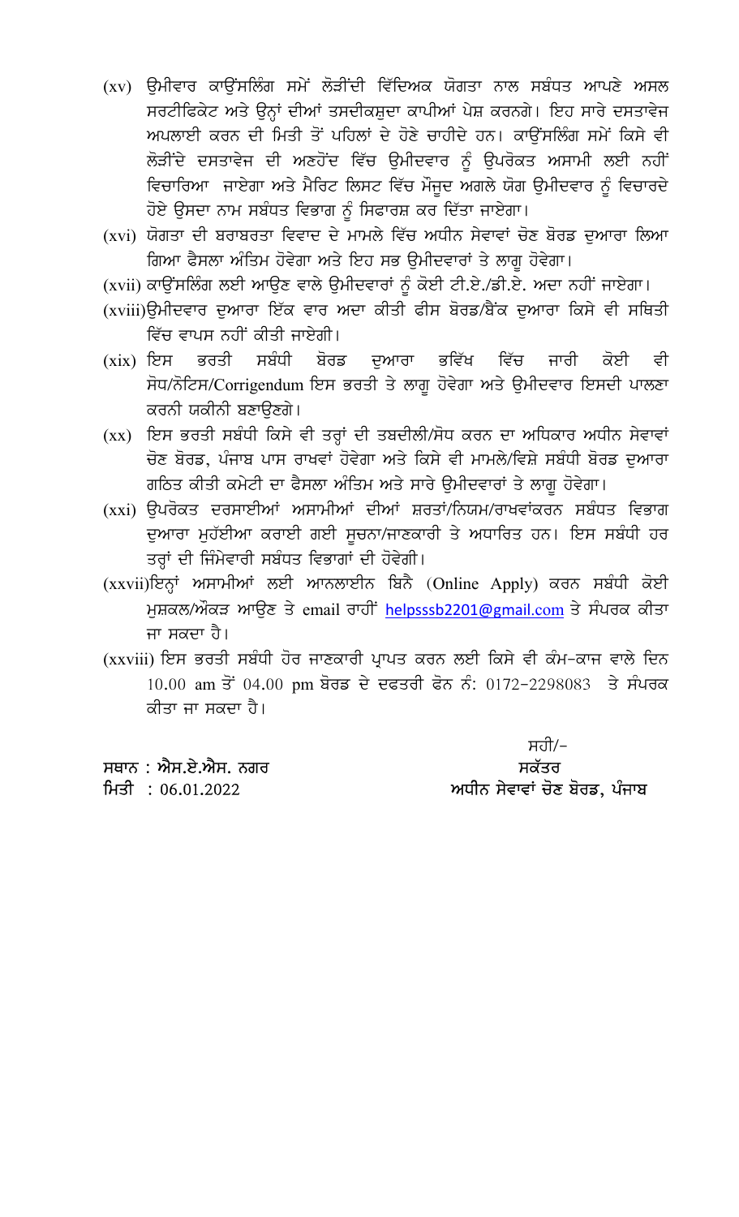(xv) ਉਮੀਦਵਾਰ ਕਾਉਂਸਲਿੰਗ ਸਮੇਂ ਲੋੜੀਂਦੀ ਵਿੱਦਿਅਕ ਯੋਗਤਾ ਨਾਲ ਸਬੰਧਤ ਆਪਣੇ ਅਸਲ ਸਰਟੀਫਿਕੇਟ ਅਤੇ ਉਨ੍ਹਾਂ ਦੀਆਂ ਤਸਦੀਕਸ਼ੁਦਾ ਕਾਪੀਆਂ ਪੇਸ਼ ਕਰਨਗੇ। ਇਹ ਸਾਰੇ ਦਸਤਾਵੇਜ ਅਪਲਾਈ ਕਰਨ ਦੀ ਮਿਤੀ ਤੋਂ ਪਹਿਲਾਂ ਦੇ ਹੋਣੇ ਚਾਹੀਦੇ ਹਨ। ਕਾਉਂਸਲਿੰਗ ਸਮੇਂ ਕਿਸੇ ਵੀ ਲੋੜੀਂਦੇ ਦਸਤਾਵੇਜ ਦੀ ਅਣਹੋਂਦ ਵਿੱਚ ਉਮੀਦਵਾਰ ਨੂੰ ਉਪਰੋਕਤ ਅਸਾਮੀ ਲਈ ਨਹੀਂ ਵਿਚਾਰਿਆ ਜਾਏਗਾ ਅਤੇ ਮੈਰਿਟ ਲਿਸਟ ਵਿੱਚ ਮੌਜੂਦ ਅਗਲੇ ਯੋਗ ਉਮੀਦਵਾਰ ਨੂੰ ਵਿਚਾਰਦੇ ਹੋਏ ਉਸਦਾ ਨਾਮ ਸਬੰਧਤ ਵਿਭਾਗ ਨੂੰ ਸਿਫਾਰਸ਼ ਕਰ ਦਿੱਤਾ ਜਾਏਗਾ।

(xvi) ਯੋਗਤਾ ਦੀ ਬਰਾਬਰਤਾ ਵਿਵਾਦ ਦੇ ਮਾਮਲੇ ਵਿੱਚ ਅਧੀਨ ਸੇਵਾਵਾਂ ਚੋਣ ਬੋਰਡ ਦੁਆਰਾ ਲਿਆ ਗਿਆ ਫੈਸਲਾ ਅੰਤਿਮ ਹੋਵੇਗਾ ਅਤੇ ਇਹ ਸਭ ਉਮੀਦਵਾਰਾਂ ਤੇ ਲਾਗੂ ਹੋਵੇਗਾ।

(xvii) ਕਾਉਂਸਲਿੰਗ ਲਈ ਆਉਣ ਵਾਲੇ ਉਮੀਦਵਾਰਾਂ ਨੂੰ ਕੋਈ ਟੀ.ਏ./ਡੀ.ਏ. ਅਦਾ ਨਹੀਂ ਜਾਏਗਾ।

(xviii) ਉਮੀਦਵਾਰ ਦੁਆਰਾ ਇੱਕ ਵਾਰ ਅਦਾ ਕੀਤੀ ਫੀਸ ਬੋਰਡ/ਬੈਂਕ ਦੁਆਰਾ ਕਿਸੇ ਵੀ ਸਥਿਤੀ ਵਿੱਚ ਵਾਪਸ ਨਹੀਂ ਕੀਤੀ ਜਾਏਗੀ।

(xix) ਇਸ ਭਰਤੀ ਸਬੰਧੀ ਬੋਰਡ ਦੁਆਰਾ ਭਵਿੱਖ ਵਿੱਚ ਜਾਰੀ ਕੋਈ ਵੀ ਸੋਧ/ਨੋਟਿਸ/Corrigendum ਇਸ ਭਰਤੀ ਤੇ ਲਾਗੂ ਹੋਵੇਗਾ ਅਤੇ ਉਮੀਦਵਾਰ ਇਸਦੀ ਪਾਲਣਾ ਕਰਨੀ ਯਕੀਨੀ ਬਣਾਉਣਗੇ।

(xx) ਇਸ ਭਰਤੀ ਸਬੰਧੀ ਕਿਸੇ ਵੀ ਤਰ੍ਹਾਂ ਦੀ ਤਬਦੀਲੀ/ਸੋਧ ਕਰਨ ਦਾ ਅਧਿਕਾਰ ਅਧੀਨ ਸੇਵਾਵਾਂ ਚੋਣ ਬੋਰਡ, ਪੰਜਾਬ ਪਾਸ ਰਾਖਵਾਂ ਹੋਵੇਗਾ ਅਤੇ ਕਿਸੇ ਵੀ ਮਾਮਲੇ/ਵਿਸ਼ੇ ਸਬੰਧੀ ਬੋਰਡ ਦੁਆਰਾ ਗਠਿਤ ਕੀਤੀ ਕਮੇਟੀ ਦਾ ਫੈਸਲਾ ਅੰਤਿਮ ਅਤੇ ਸਾਰੇ ਉਮੀਦਵਾਰਾਂ ਤੇ ਲਾਗੂ ਹੋਵੇਗਾ।

(xxi) ਉਪਰੋਕਤ ਦਰਸਾਈਆਂ ਅਸਾਮੀਆਂ ਦੀਆਂ ਸ਼ਰਤਾਂ/ਨਿਯਮ/ਰਾਖਵਾਂਕਰਨ ਸਬੰਧਤ ਵਿਭਾਗ ਦੁਆਰਾ ਮੁਹੱਈਆ ਕਰਾਈ ਗਈ ਸੂਚਨਾ/ਜਾਣਕਾਰੀ ਤੇ ਅਧਾਰਿਤ ਹਨ। ਇਸ ਸਬੰਧੀ ਹਰ ਤਰ੍ਹਾਂ ਦੀ ਜਿੰਮੇਵਾਰੀ ਸਬੰਧਤ ਵਿਭਾਗਾਂ ਦੀ ਹੋਵੇਗੀ।

(xxvii) ਇਨ੍ਹਾਂ ਅਸਾਮੀਆਂ ਲਈ ਆਨਲਾਈਨ ਬਿਨੈ (Online Apply) ਕਰਨ ਸਬੰਧੀ ਕੋਈ ਮੁਸ਼ਕਲ/ਔਕੜ ਆਉਣ ਤੇ email ਰਾਹੀਂ helpsssb2201@gmail.com ਤੇ ਸੰਪਰਕ ਕੀਤਾ ਜਾ ਸਕਦਾ ਹੈ।

(xxviii) ਇਸ ਭਰਤੀ ਸਬੰਧੀ ਹੋਰ ਜਾਣਕਾਰੀ ਪ੍ਰਾਪਤ ਕਰਨ ਲਈ ਕਿਸੇ ਵੀ ਕੰਮ-ਕਾਜ ਵਾਲੇ ਦਿਨ 10.00 am ਤੋਂ 04.00 pm ਬੋਰਡ ਦੇ ਦਫਤਰੀ ਫੋਨ ਨੰ: 0172-2298083 ਤੇ ਸੰਪਰਕ ਕੀਤਾ ਜਾ ਸਕਦਾ ਹੈ।

ਸਹੀ/-

**ਸਥਾਨ : ਐਸ.ਏ.ਐਸ. ਨਗਰ** — **ਸਕੱਤਰ**

**ਮਿਤੀ : 06.01.2022** — **ਅਧੀਨ ਸੇਵਾਵਾਂ ਚੋਣ ਬੋਰਡ, ਪੰਜਾਬ**